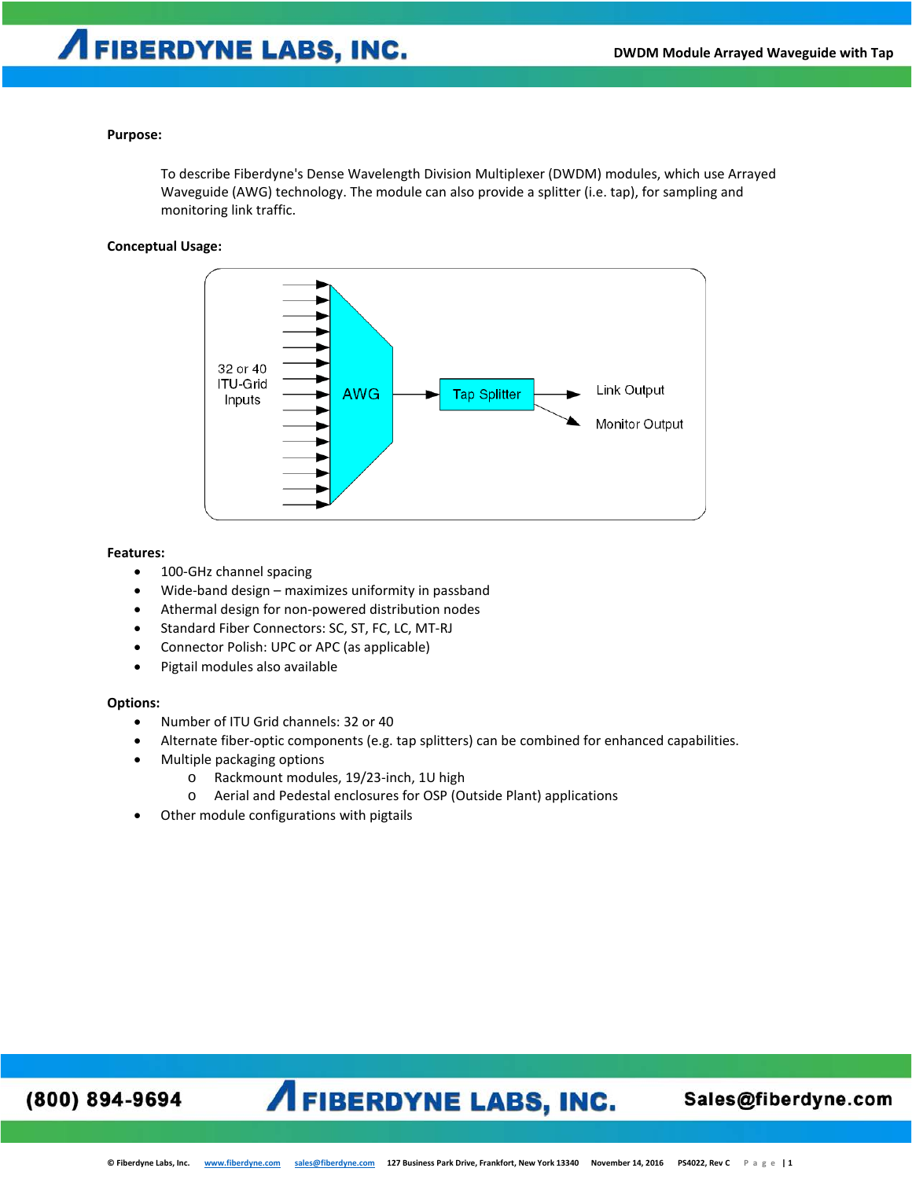**Purpose:**

To describe Fiberdyne's Dense Wavelength Division Multiplexer (DWDM) modules, which use Arrayed Waveguide (AWG) technology. The module can also provide a splitter (i.e. tap), for sampling and monitoring link traffic.

**Conceptual Usage:**

32 or 40 ITU-Grid Inputs

AWG

Tap Splitter

Link Output

Monitor Output

**Features:**

- 100-GHz channel spacing
- Wide-band design – maximizes uniformity in passband
- Athermal design for non-powered distribution nodes
- Standard Fiber Connectors: SC, ST, FC, LC, MT-RJ
- Connector Polish: UPC or APC (as applicable)
- Pigtail modules also available

**Options:**

- Number of ITU Grid channels: 32 or 40
- Alternate fiber-optic components (e.g. tap splitters) can be combined for enhanced capabilities.
- Multiple packaging options
    - Rackmount modules, 19/23-inch, 1U high
    - Aerial and Pedestal enclosures for OSP (Outside Plant) applications
- Other module configurations with pigtails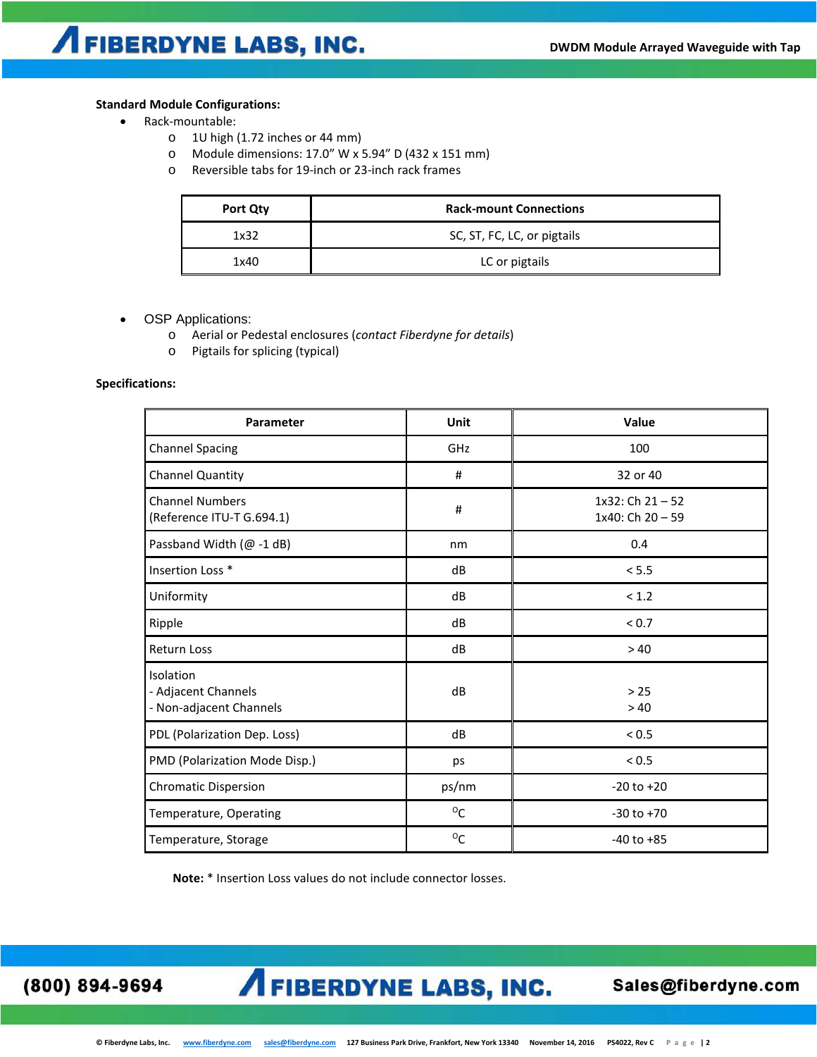**Standard Module Configurations:**

- Rack-mountable:
  - 1U high (1.72 inches or 44 mm)
  - Module dimensions: 17.0" W x 5.94" D (432 x 151 mm)
  - Reversible tabs for 19-inch or 23-inch rack frames

| Port Qty | Rack-mount Connections |
|---|---|
| 1x32 | SC, ST, FC, LC, or pigtails |
| 1x40 | LC or pigtails |

- OSP Applications:
  - Aerial or Pedestal enclosures (*contact Fiberdyne for details*)
  - Pigtails for splicing (typical)

**Specifications:**

| Parameter | Unit | Value |
|---|---|---|
| Channel Spacing | GHz | 100 |
| Channel Quantity | # | 32 or 40 |
| Channel Numbers (Reference ITU-T G.694.1) | # | 1x32: Ch 21 – 52<br>1x40: Ch 20 – 59 |
| Passband Width (@ -1 dB) | nm | 0.4 |
| Insertion Loss * | dB | < 5.5 |
| Uniformity | dB | < 1.2 |
| Ripple | dB | < 0.7 |
| Return Loss | dB | > 40 |
| Isolation<br>- Adjacent Channels<br>- Non-adjacent Channels | dB | <br>> 25<br>> 40 |
| PDL (Polarization Dep. Loss) | dB | < 0.5 |
| PMD (Polarization Mode Disp.) | ps | < 0.5 |
| Chromatic Dispersion | ps/nm | -20 to +20 |
| Temperature, Operating | °C | -30 to +70 |
| Temperature, Storage | °C | -40 to +85 |

**Note:** * Insertion Loss values do not include connector losses.

(800) 894-9694 FIBERDYNE LABS, INC. Sales@fiberdyne.com

© Fiberdyne Labs, Inc. www.fiberdyne.com sales@fiberdyne.com 127 Business Park Drive, Frankfort, New York 13340 November 14, 2016 PS4022, Rev C